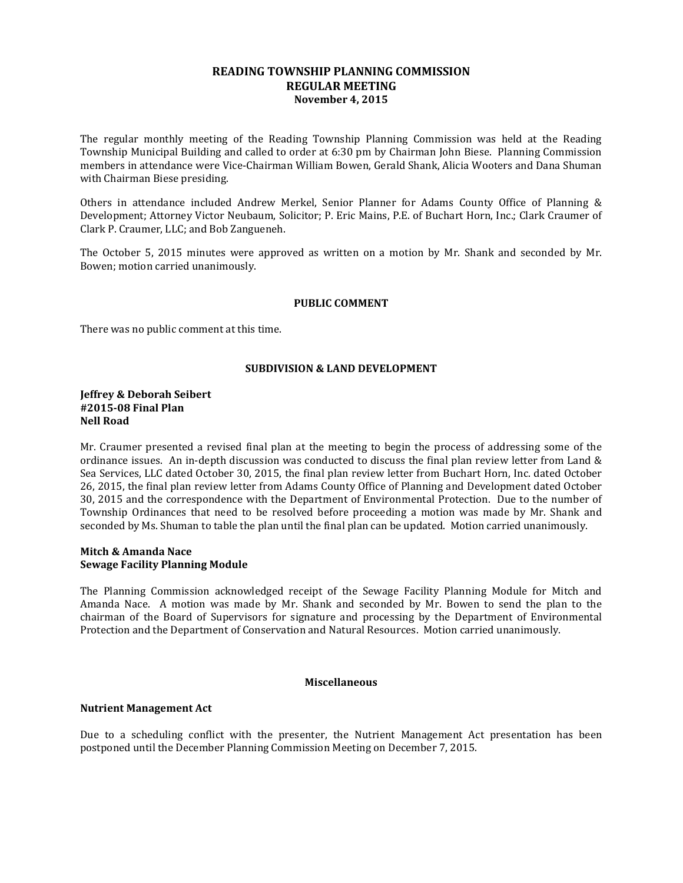# READING TOWNSHIP PLANNING COMMISSION
## REGULAR MEETING
### November 4, 2015

The regular monthly meeting of the Reading Township Planning Commission was held at the Reading Township Municipal Building and called to order at 6:30 pm by Chairman John Biese. Planning Commission members in attendance were Vice-Chairman William Bowen, Gerald Shank, Alicia Wooters and Dana Shuman with Chairman Biese presiding.

Others in attendance included Andrew Merkel, Senior Planner for Adams County Office of Planning & Development; Attorney Victor Neubaum, Solicitor; P. Eric Mains, P.E. of Buchart Horn, Inc.; Clark Craumer of Clark P. Craumer, LLC; and Bob Zangueneh.

The October 5, 2015 minutes were approved as written on a motion by Mr. Shank and seconded by Mr. Bowen; motion carried unanimously.

**PUBLIC COMMENT**

There was no public comment at this time.

**SUBDIVISION & LAND DEVELOPMENT**

**Jeffrey & Deborah Seibert**
**#2015-08 Final Plan**
**Nell Road**

Mr. Craumer presented a revised final plan at the meeting to begin the process of addressing some of the ordinance issues. An in-depth discussion was conducted to discuss the final plan review letter from Land & Sea Services, LLC dated October 30, 2015, the final plan review letter from Buchart Horn, Inc. dated October 26, 2015, the final plan review letter from Adams County Office of Planning and Development dated October 30, 2015 and the correspondence with the Department of Environmental Protection. Due to the number of Township Ordinances that need to be resolved before proceeding a motion was made by Mr. Shank and seconded by Ms. Shuman to table the plan until the final plan can be updated. Motion carried unanimously.

**Mitch & Amanda Nace**
**Sewage Facility Planning Module**

The Planning Commission acknowledged receipt of the Sewage Facility Planning Module for Mitch and Amanda Nace. A motion was made by Mr. Shank and seconded by Mr. Bowen to send the plan to the chairman of the Board of Supervisors for signature and processing by the Department of Environmental Protection and the Department of Conservation and Natural Resources. Motion carried unanimously.

**Miscellaneous**

**Nutrient Management Act**

Due to a scheduling conflict with the presenter, the Nutrient Management Act presentation has been postponed until the December Planning Commission Meeting on December 7, 2015.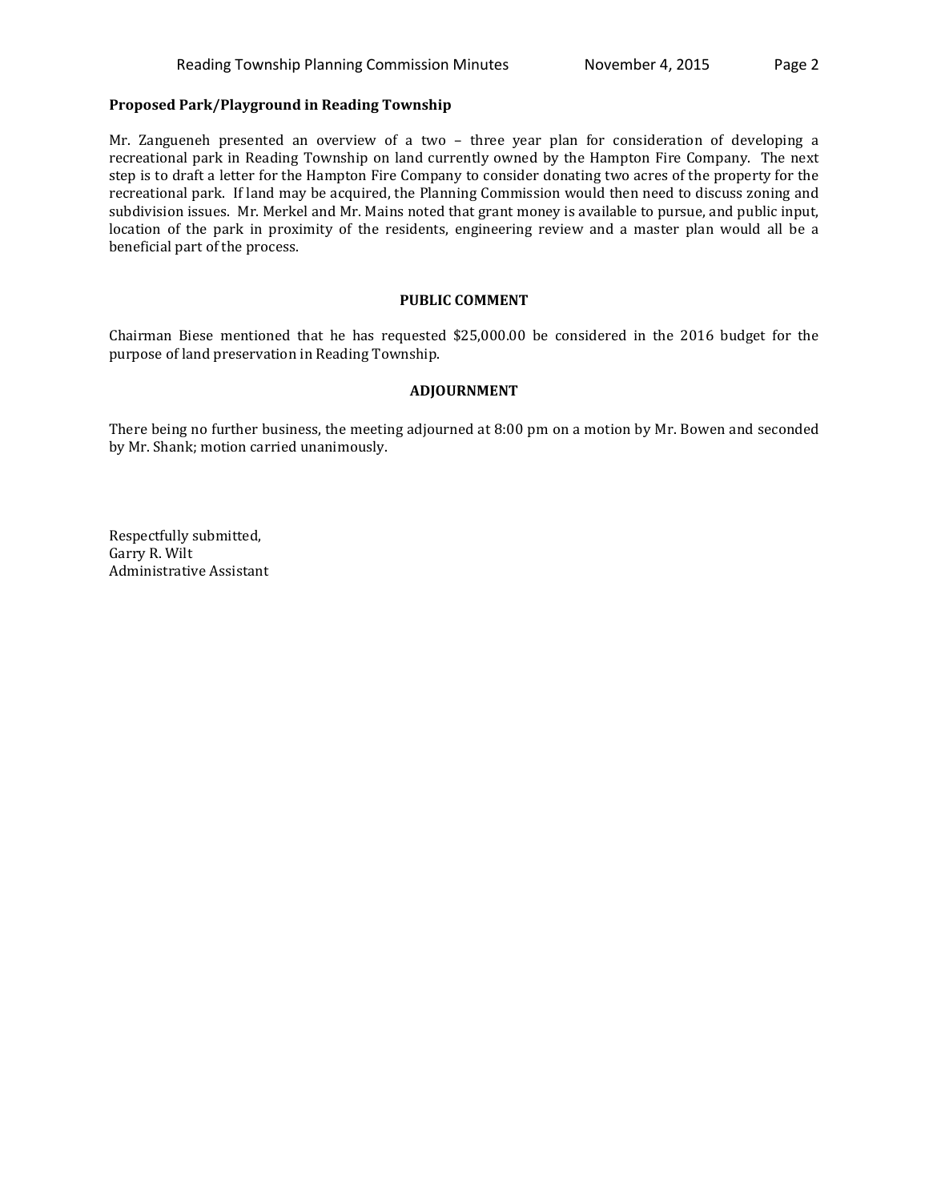**Proposed Park/Playground in Reading Township**

Mr. Zangueneh presented an overview of a two – three year plan for consideration of developing a recreational park in Reading Township on land currently owned by the Hampton Fire Company. The next step is to draft a letter for the Hampton Fire Company to consider donating two acres of the property for the recreational park. If land may be acquired, the Planning Commission would then need to discuss zoning and subdivision issues. Mr. Merkel and Mr. Mains noted that grant money is available to pursue, and public input, location of the park in proximity of the residents, engineering review and a master plan would all be a beneficial part of the process.

**PUBLIC COMMENT**

Chairman Biese mentioned that he has requested $25,000.00 be considered in the 2016 budget for the purpose of land preservation in Reading Township.

**ADJOURNMENT**

There being no further business, the meeting adjourned at 8:00 pm on a motion by Mr. Bowen and seconded by Mr. Shank; motion carried unanimously.

Respectfully submitted,
Garry R. Wilt
Administrative Assistant